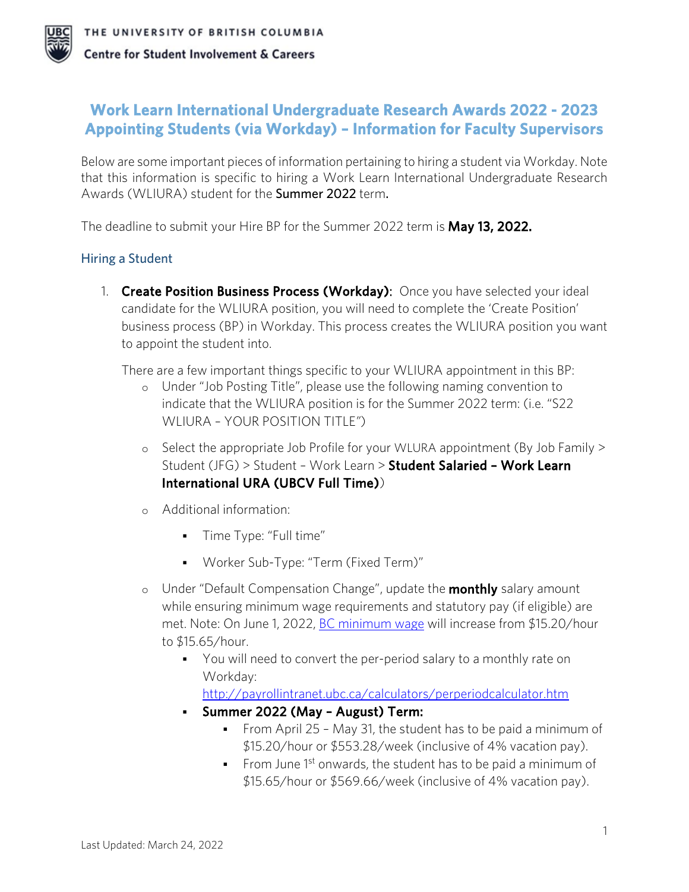THE UNIVERSITY OF BRITISH COLUMBIA

Centre for Student Involvement & Careers

# Work Learn International Undergraduate Research Awards 2022 - 2023 Appointing Students (via Workday) – Information for Faculty Supervisors

Below are some important pieces of information pertaining to hiring a student via Workday. Note that this information is specific to hiring a Work Learn International Undergraduate Research Awards (WLIURA) student for the **Summer 2022** term.

The deadline to submit your Hire BP for the Summer 2022 term is **May 13, 2022.**

## Hiring a Student

1. **Create Position Business Process (Workday)**: Once you have selected your ideal candidate for the WLIURA position, you will need to complete the 'Create Position' business process (BP) in Workday. This process creates the WLIURA position you want to appoint the student into.

   There are a few important things specific to your WLIURA appointment in this BP:
   - Under "Job Posting Title", please use the following naming convention to indicate that the WLIURA position is for the Summer 2022 term: (i.e. "S22 WLIURA – YOUR POSITION TITLE")
   - Select the appropriate Job Profile for your WLURA appointment (By Job Family > Student (JFG) > Student – Work Learn > **Student Salaried – Work Learn International URA (UBCV Full Time)**)
   - Additional information:
     - Time Type: "Full time"
     - Worker Sub-Type: "Term (Fixed Term)"
   - Under "Default Compensation Change", update the **monthly** salary amount while ensuring minimum wage requirements and statutory pay (if eligible) are met. Note: On June 1, 2022, [BC minimum wage](#) will increase from $15.20/hour to $15.65/hour.
     - You will need to convert the per-period salary to a monthly rate on Workday: [http://payrollintranet.ubc.ca/calculators/perperiodcalculator.htm](http://payrollintranet.ubc.ca/calculators/perperiodcalculator.htm)
     - **Summer 2022 (May – August) Term:**
       - From April 25 – May 31, the student has to be paid a minimum of $15.20/hour or $553.28/week (inclusive of 4% vacation pay).
       - From June 1st onwards, the student has to be paid a minimum of $15.65/hour or $569.66/week (inclusive of 4% vacation pay).

Last Updated: March 24, 2022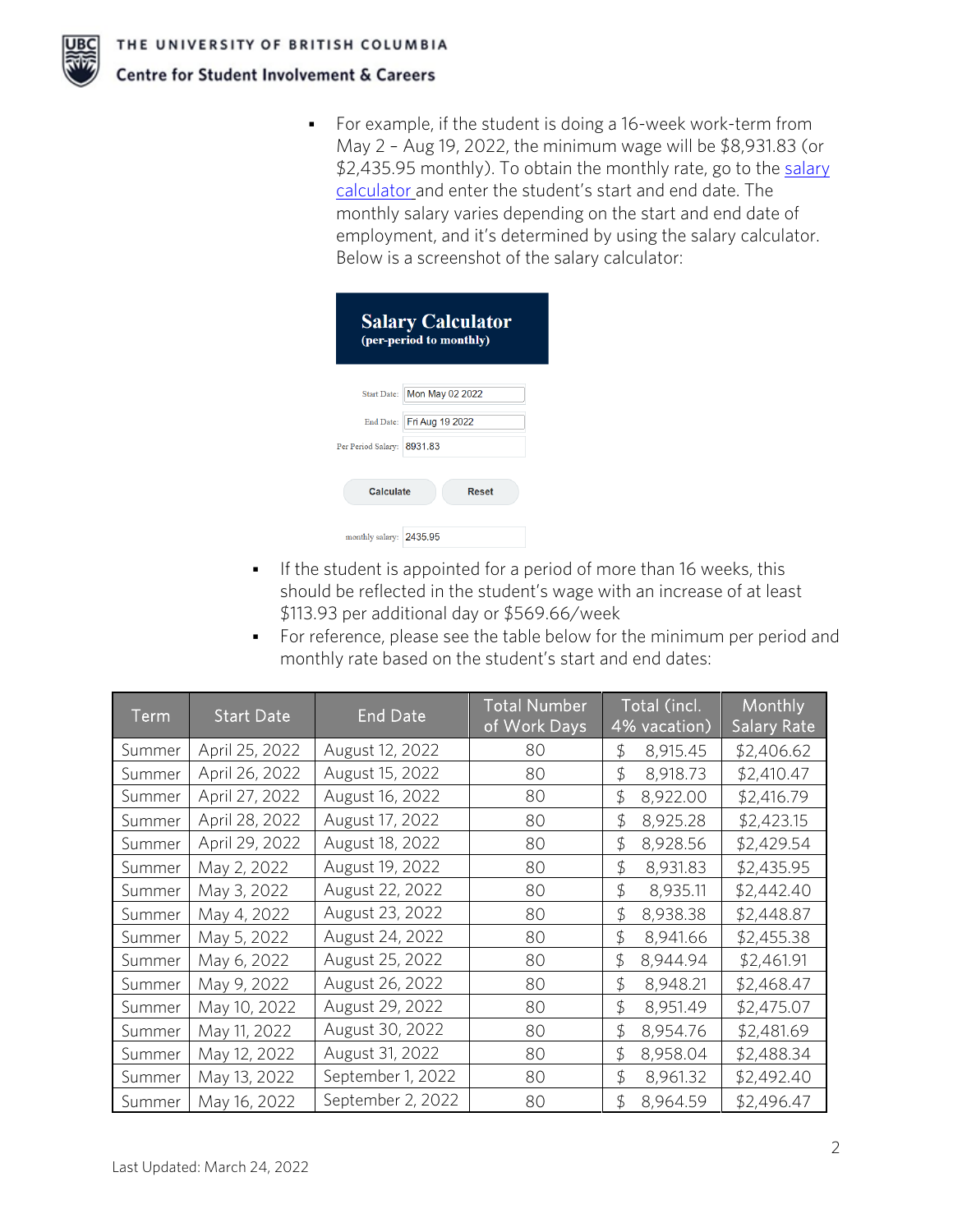- For example, if the student is doing a 16-week work-term from May 2 – Aug 19, 2022, the minimum wage will be $8,931.83 (or $2,435.95 monthly). To obtain the monthly rate, go to the salary calculator and enter the student's start and end date. The monthly salary varies depending on the start and end date of employment, and it's determined by using the salary calculator. Below is a screenshot of the salary calculator:

**Salary Calculator**
**(per-period to monthly)**

Start Date: Mon May 02 2022

End Date: Fri Aug 19 2022

Per Period Salary: 8931.83

Calculate | Reset

monthly salary: 2435.95

- If the student is appointed for a period of more than 16 weeks, this should be reflected in the student's wage with an increase of at least $113.93 per additional day or $569.66/week
- For reference, please see the table below for the minimum per period and monthly rate based on the student's start and end dates:

| Term | Start Date | End Date | Total Number of Work Days | Total (incl. 4% vacation) | Monthly Salary Rate |
|---|---|---|---|---|---|
| Summer | April 25, 2022 | August 12, 2022 | 80 | $ 8,915.45 | $2,406.62 |
| Summer | April 26, 2022 | August 15, 2022 | 80 | $ 8,918.73 | $2,410.47 |
| Summer | April 27, 2022 | August 16, 2022 | 80 | $ 8,922.00 | $2,416.79 |
| Summer | April 28, 2022 | August 17, 2022 | 80 | $ 8,925.28 | $2,423.15 |
| Summer | April 29, 2022 | August 18, 2022 | 80 | $ 8,928.56 | $2,429.54 |
| Summer | May 2, 2022 | August 19, 2022 | 80 | $ 8,931.83 | $2,435.95 |
| Summer | May 3, 2022 | August 22, 2022 | 80 | $ 8,935.11 | $2,442.40 |
| Summer | May 4, 2022 | August 23, 2022 | 80 | $ 8,938.38 | $2,448.87 |
| Summer | May 5, 2022 | August 24, 2022 | 80 | $ 8,941.66 | $2,455.38 |
| Summer | May 6, 2022 | August 25, 2022 | 80 | $ 8,944.94 | $2,461.91 |
| Summer | May 9, 2022 | August 26, 2022 | 80 | $ 8,948.21 | $2,468.47 |
| Summer | May 10, 2022 | August 29, 2022 | 80 | $ 8,951.49 | $2,475.07 |
| Summer | May 11, 2022 | August 30, 2022 | 80 | $ 8,954.76 | $2,481.69 |
| Summer | May 12, 2022 | August 31, 2022 | 80 | $ 8,958.04 | $2,488.34 |
| Summer | May 13, 2022 | September 1, 2022 | 80 | $ 8,961.32 | $2,492.40 |
| Summer | May 16, 2022 | September 2, 2022 | 80 | $ 8,964.59 | $2,496.47 |

Last Updated: March 24, 2022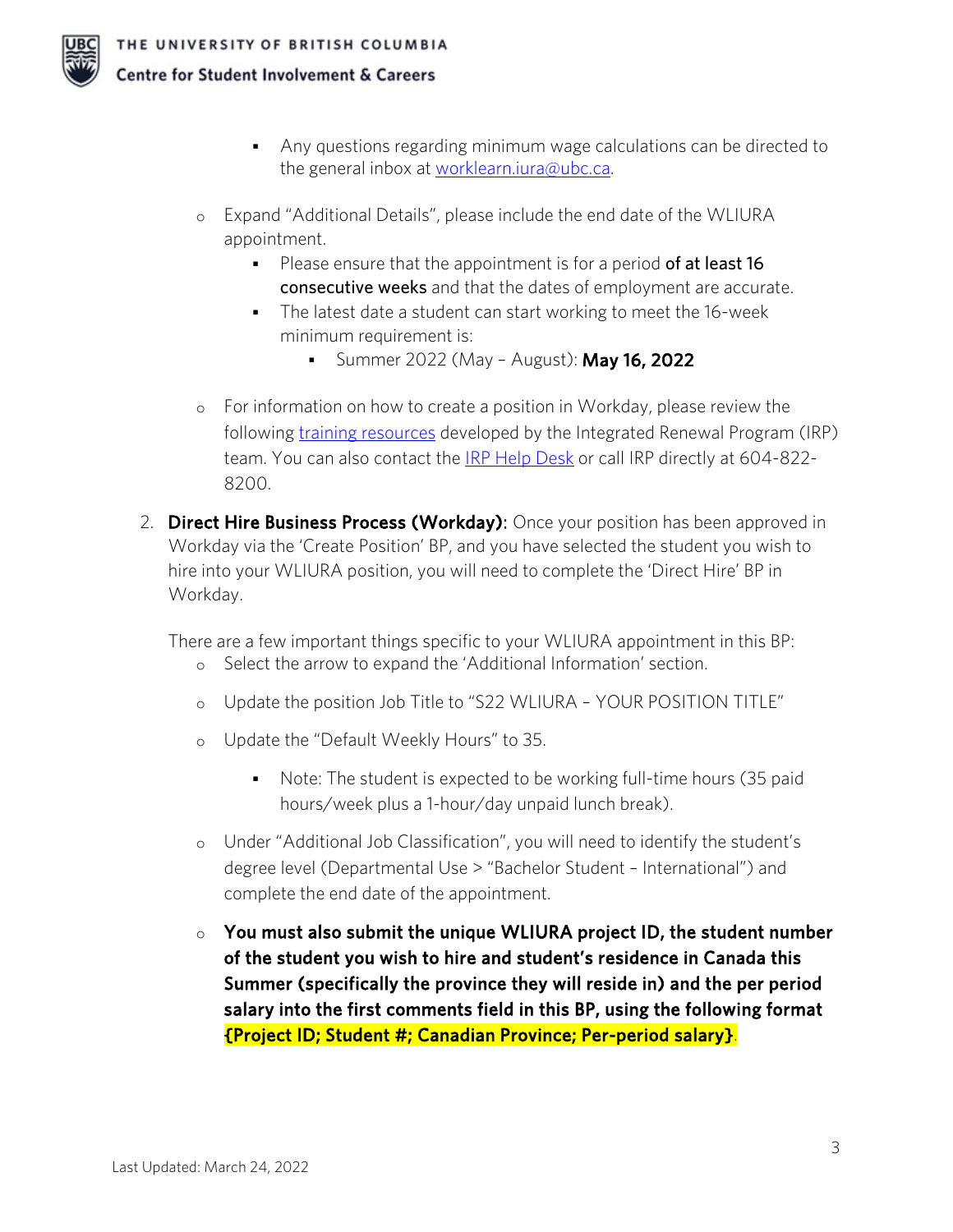- Any questions regarding minimum wage calculations can be directed to the general inbox at [worklearn.iura@ubc.ca](mailto:worklearn.iura@ubc.ca).

    - Expand "Additional Details", please include the end date of the WLIURA appointment.
        - Please ensure that the appointment is for a period **of at least 16 consecutive weeks** and that the dates of employment are accurate.
        - The latest date a student can start working to meet the 16-week minimum requirement is:
            - Summer 2022 (May – August): **May 16, 2022**

    - For information on how to create a position in Workday, please review the following training resources developed by the Integrated Renewal Program (IRP) team. You can also contact the IRP Help Desk or call IRP directly at 604-822-8200.

2. **Direct Hire Business Process (Workday):** Once your position has been approved in Workday via the 'Create Position' BP, and you have selected the student you wish to hire into your WLIURA position, you will need to complete the 'Direct Hire' BP in Workday.

   There are a few important things specific to your WLIURA appointment in this BP:

    - Select the arrow to expand the 'Additional Information' section.
    - Update the position Job Title to "S22 WLIURA – YOUR POSITION TITLE"
    - Update the "Default Weekly Hours" to 35.
        - Note: The student is expected to be working full-time hours (35 paid hours/week plus a 1-hour/day unpaid lunch break).
    - Under "Additional Job Classification", you will need to identify the student's degree level (Departmental Use > "Bachelor Student – International") and complete the end date of the appointment.
    - **You must also submit the unique WLIURA project ID, the student number of the student you wish to hire and student's residence in Canada this Summer (specifically the province they will reside in) and the per period salary into the first comments field in this BP, using the following format {Project ID; Student #; Canadian Province; Per-period salary}**.

Last Updated: March 24, 2022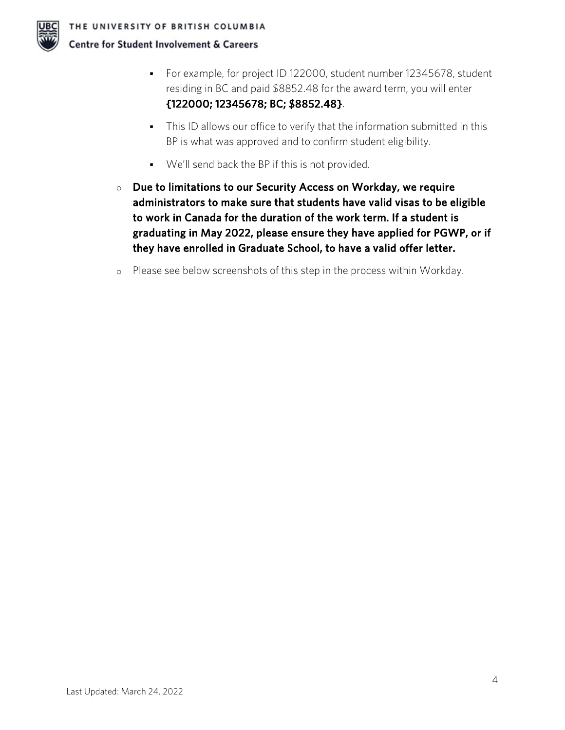- For example, for project ID 122000, student number 12345678, student residing in BC and paid $8852.48 for the award term, you will enter **{122000; 12345678; BC; $8852.48}**.
    - This ID allows our office to verify that the information submitted in this BP is what was approved and to confirm student eligibility.
    - We'll send back the BP if this is not provided.
  - **Due to limitations to our Security Access on Workday, we require administrators to make sure that students have valid visas to be eligible to work in Canada for the duration of the work term. If a student is graduating in May 2022, please ensure they have applied for PGWP, or if they have enrolled in Graduate School, to have a valid offer letter.**
  - Please see below screenshots of this step in the process within Workday.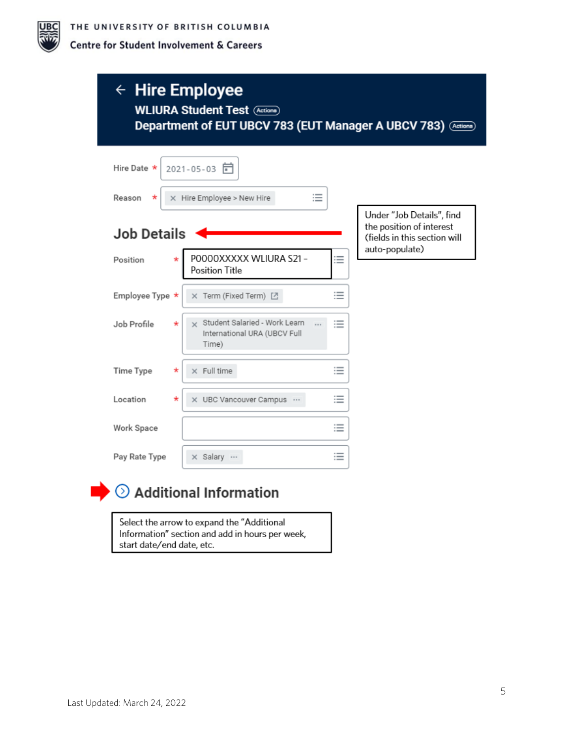# Hire Employee

**WLIURA Student Test** (Actions)

**Department of EUT UBCV 783 (EUT Manager A UBCV 783)** (Actions)

| Field | Value |
| --- | --- |
| Hire Date * | 2021-05-03 |
| Reason * | Hire Employee > New Hire |

## Job Details

Under "Job Details", find the position of interest (fields in this section will auto-populate)

| Field | Value |
| --- | --- |
| Position * | P0000XXXXX WLIURA S21 – Position Title |
| Employee Type * | Term (Fixed Term) |
| Job Profile * | Student Salaried - Work Learn International URA (UBCV Full Time) |
| Time Type * | Full time |
| Location * | UBC Vancouver Campus |
| Work Space | |
| Pay Rate Type | Salary |

## Additional Information

Select the arrow to expand the "Additional Information" section and add in hours per week, start date/end date, etc.

Last Updated: March 24, 2022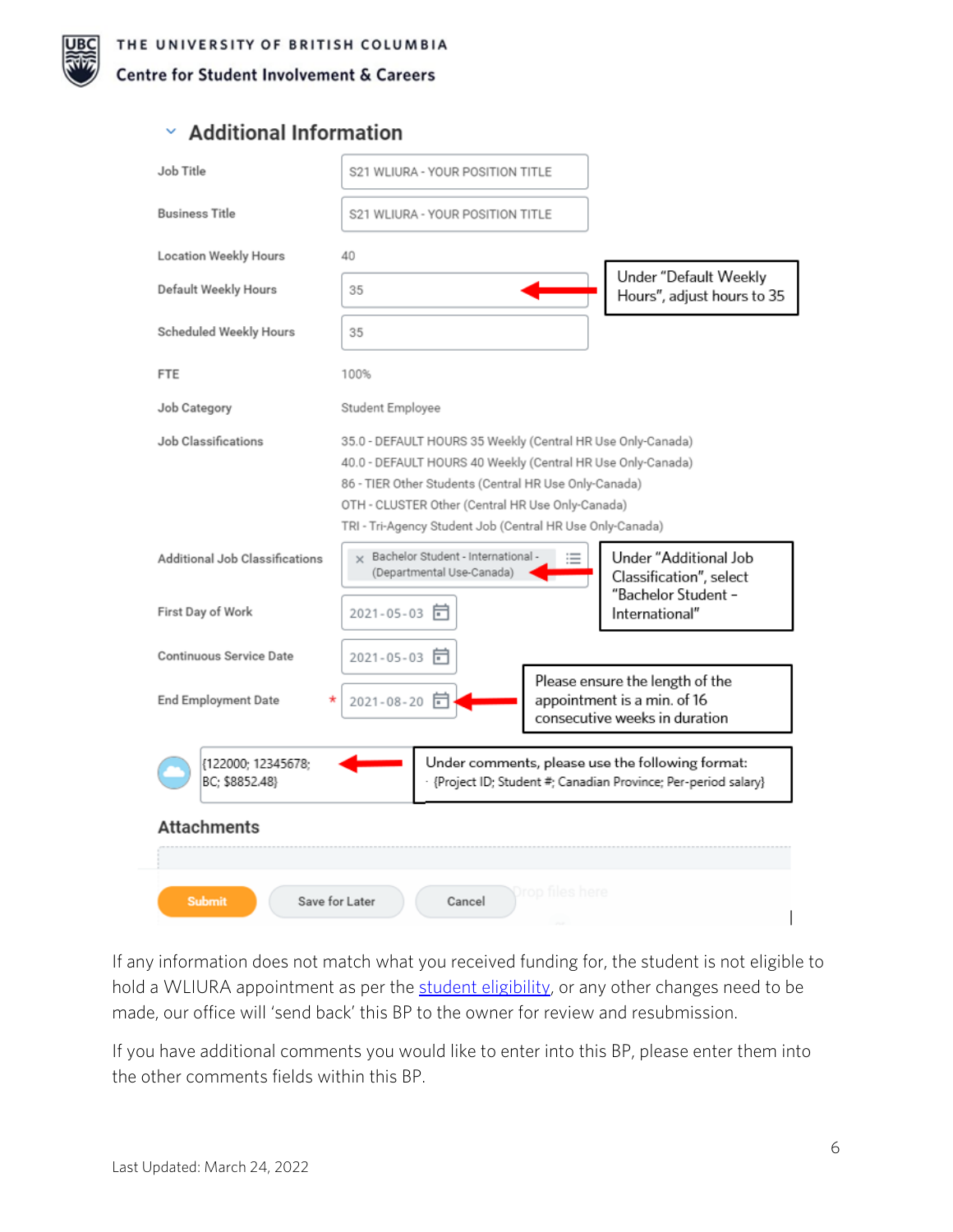## Additional Information

| Field | Value |
|---|---|
| Job Title | S21 WLIURA - YOUR POSITION TITLE |
| Business Title | S21 WLIURA - YOUR POSITION TITLE |
| Location Weekly Hours | 40 |
| Default Weekly Hours | 35 |
| Scheduled Weekly Hours | 35 |
| FTE | 100% |
| Job Category | Student Employee |
| Job Classifications | 35.0 - DEFAULT HOURS 35 Weekly (Central HR Use Only-Canada)<br>40.0 - DEFAULT HOURS 40 Weekly (Central HR Use Only-Canada)<br>86 - TIER Other Students (Central HR Use Only-Canada)<br>OTH - CLUSTER Other (Central HR Use Only-Canada)<br>TRI - Tri-Agency Student Job (Central HR Use Only-Canada) |
| Additional Job Classifications | Bachelor Student - International - (Departmental Use-Canada) |
| First Day of Work | 2021-05-03 |
| Continuous Service Date | 2021-05-03 |
| End Employment Date * | 2021-08-20 |

Under "Default Weekly Hours", adjust hours to 35

Under "Additional Job Classification", select "Bachelor Student – International"

Please ensure the length of the appointment is a min. of 16 consecutive weeks in duration

{122000; 12345678; BC; $8852.48}

Under comments, please use the following format: {Project ID; Student #; Canadian Province; Per-period salary}

### Attachments

Drop files here

Submit | Save for Later | Cancel

If any information does not match what you received funding for, the student is not eligible to hold a WLIURA appointment as per the student eligibility, or any other changes need to be made, our office will 'send back' this BP to the owner for review and resubmission.

If you have additional comments you would like to enter into this BP, please enter them into the other comments fields within this BP.

Last Updated: March 24, 2022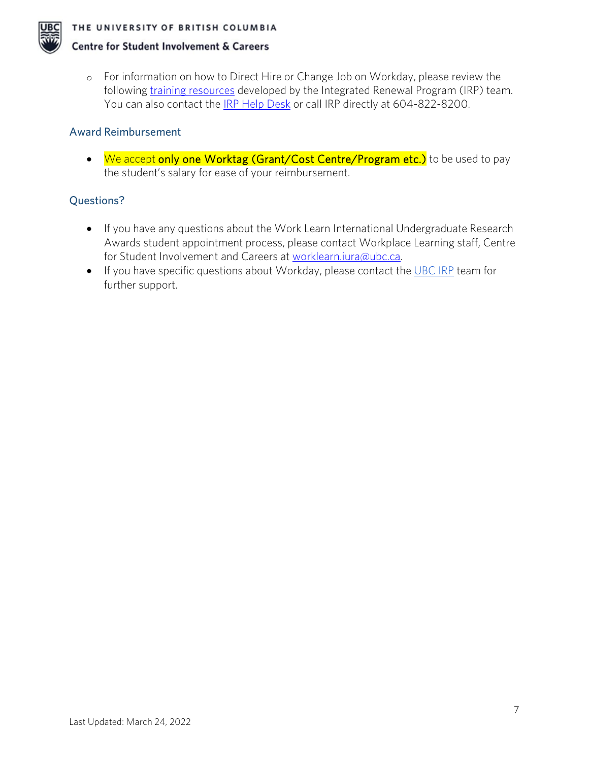- For information on how to Direct Hire or Change Job on Workday, please review the following training resources developed by the Integrated Renewal Program (IRP) team. You can also contact the IRP Help Desk or call IRP directly at 604-822-8200.

## Award Reimbursement

- We accept **only one Worktag (Grant/Cost Centre/Program etc.)** to be used to pay the student's salary for ease of your reimbursement.

## Questions?

- If you have any questions about the Work Learn International Undergraduate Research Awards student appointment process, please contact Workplace Learning staff, Centre for Student Involvement and Careers at worklearn.iura@ubc.ca.
- If you have specific questions about Workday, please contact the UBC IRP team for further support.

Last Updated: March 24, 2022